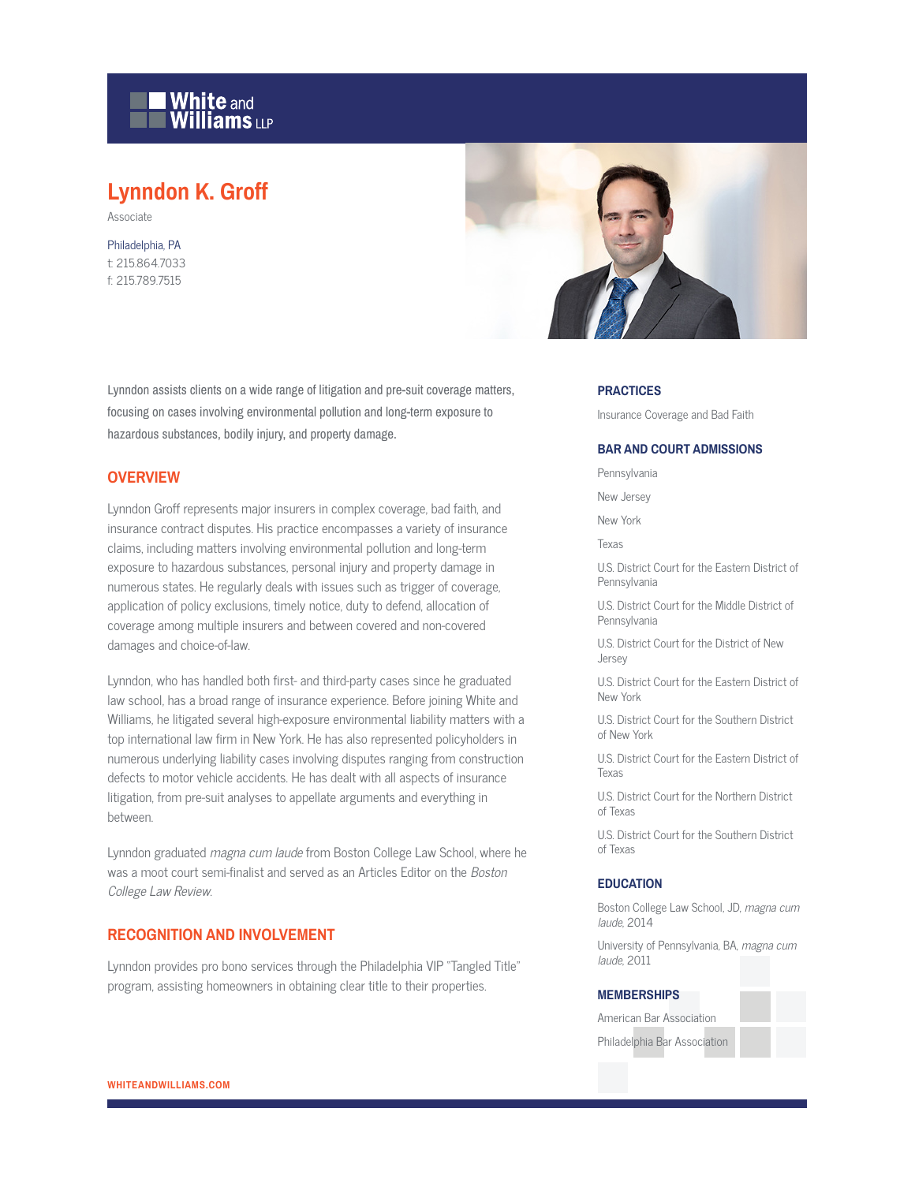# Lynndon K. Groff

Associate

Philadelphia, PA
t: 215.864.7033
f: 215.789.7515

Lynndon assists clients on a wide range of litigation and pre-suit coverage matters, focusing on cases involving environmental pollution and long-term exposure to hazardous substances, bodily injury, and property damage.

## OVERVIEW

Lynndon Groff represents major insurers in complex coverage, bad faith, and insurance contract disputes. His practice encompasses a variety of insurance claims, including matters involving environmental pollution and long-term exposure to hazardous substances, personal injury and property damage in numerous states. He regularly deals with issues such as trigger of coverage, application of policy exclusions, timely notice, duty to defend, allocation of coverage among multiple insurers and between covered and non-covered damages and choice-of-law.

Lynndon, who has handled both first- and third-party cases since he graduated law school, has a broad range of insurance experience. Before joining White and Williams, he litigated several high-exposure environmental liability matters with a top international law firm in New York. He has also represented policyholders in numerous underlying liability cases involving disputes ranging from construction defects to motor vehicle accidents. He has dealt with all aspects of insurance litigation, from pre-suit analyses to appellate arguments and everything in between.

Lynndon graduated *magna cum laude* from Boston College Law School, where he was a moot court semi-finalist and served as an Articles Editor on the *Boston College Law Review*.

## RECOGNITION AND INVOLVEMENT

Lynndon provides pro bono services through the Philadelphia VIP "Tangled Title" program, assisting homeowners in obtaining clear title to their properties.

### PRACTICES

Insurance Coverage and Bad Faith

### BAR AND COURT ADMISSIONS

Pennsylvania

New Jersey

New York

Texas

U.S. District Court for the Eastern District of Pennsylvania

U.S. District Court for the Middle District of Pennsylvania

U.S. District Court for the District of New Jersey

U.S. District Court for the Eastern District of New York

U.S. District Court for the Southern District of New York

U.S. District Court for the Eastern District of Texas

U.S. District Court for the Northern District of Texas

U.S. District Court for the Southern District of Texas

### EDUCATION

Boston College Law School, JD, *magna cum laude*, 2014

University of Pennsylvania, BA, *magna cum laude*, 2011

### MEMBERSHIPS

American Bar Association

Philadelphia Bar Association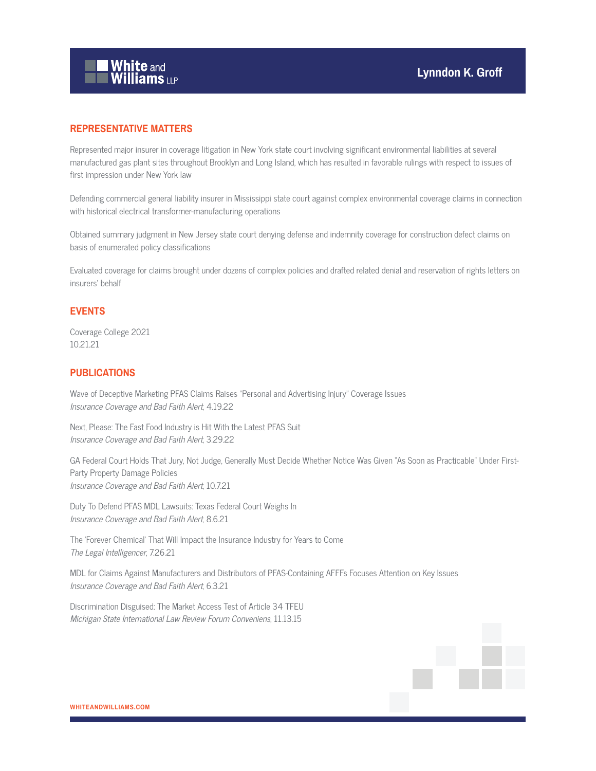## REPRESENTATIVE MATTERS

Represented major insurer in coverage litigation in New York state court involving significant environmental liabilities at several manufactured gas plant sites throughout Brooklyn and Long Island, which has resulted in favorable rulings with respect to issues of first impression under New York law

Defending commercial general liability insurer in Mississippi state court against complex environmental coverage claims in connection with historical electrical transformer-manufacturing operations

Obtained summary judgment in New Jersey state court denying defense and indemnity coverage for construction defect claims on basis of enumerated policy classifications

Evaluated coverage for claims brought under dozens of complex policies and drafted related denial and reservation of rights letters on insurers' behalf

## EVENTS

Coverage College 2021
10.21.21

## PUBLICATIONS

Wave of Deceptive Marketing PFAS Claims Raises "Personal and Advertising Injury" Coverage Issues
*Insurance Coverage and Bad Faith Alert*, 4.19.22

Next, Please: The Fast Food Industry is Hit With the Latest PFAS Suit
*Insurance Coverage and Bad Faith Alert*, 3.29.22

GA Federal Court Holds That Jury, Not Judge, Generally Must Decide Whether Notice Was Given "As Soon as Practicable" Under First-Party Property Damage Policies
*Insurance Coverage and Bad Faith Alert*, 10.7.21

Duty To Defend PFAS MDL Lawsuits: Texas Federal Court Weighs In
*Insurance Coverage and Bad Faith Alert*, 8.6.21

The 'Forever Chemical' That Will Impact the Insurance Industry for Years to Come
*The Legal Intelligencer*, 7.26.21

MDL for Claims Against Manufacturers and Distributors of PFAS-Containing AFFFs Focuses Attention on Key Issues
*Insurance Coverage and Bad Faith Alert*, 6.3.21

Discrimination Disguised: The Market Access Test of Article 34 TFEU
*Michigan State International Law Review Forum Conveniens*, 11.13.15